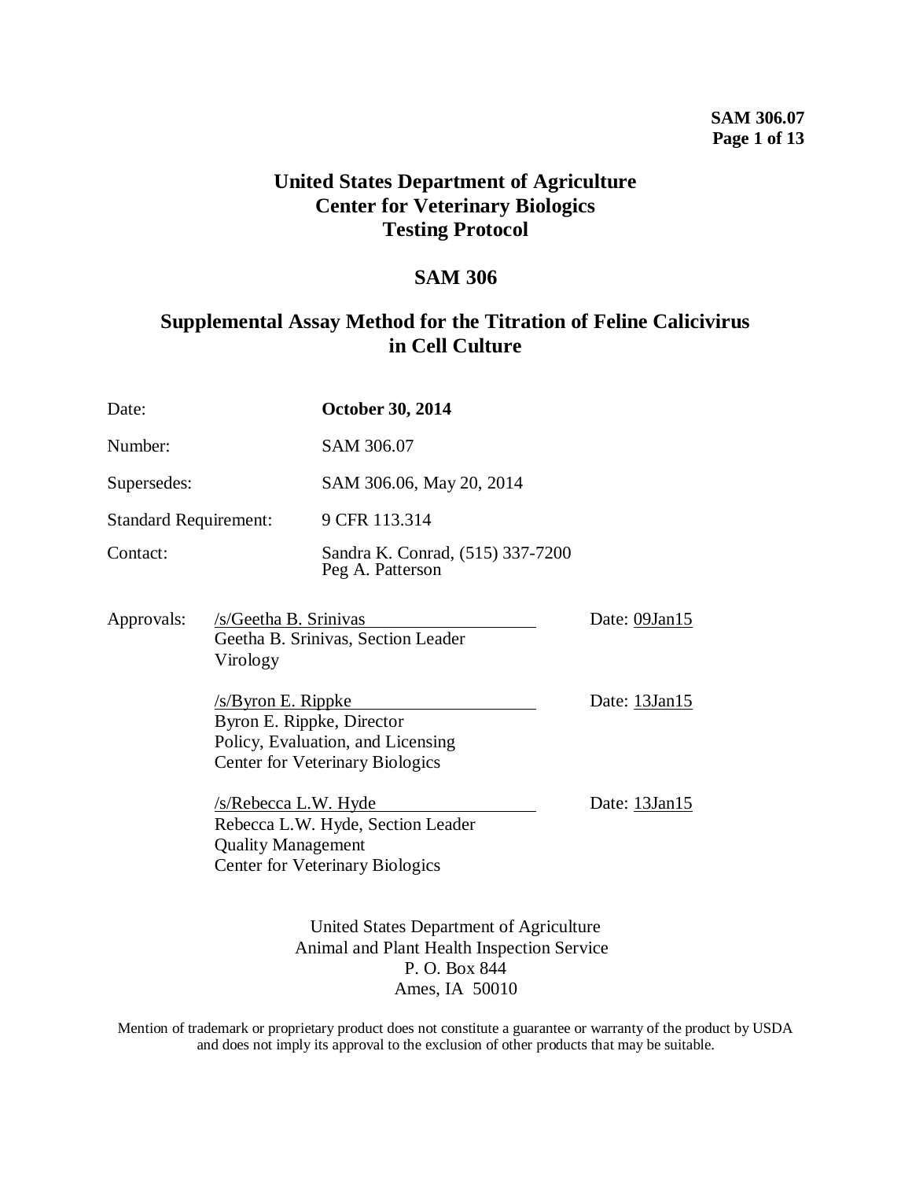# United States Department of Agriculture
# Center for Veterinary Biologics
# Testing Protocol

## SAM 306

## Supplemental Assay Method for the Titration of Feline Calicivirus in Cell Culture

| | |
|---|---|
| Date: | **October 30, 2014** |
| Number: | SAM 306.07 |
| Supersedes: | SAM 306.06, May 20, 2014 |
| Standard Requirement: | 9 CFR 113.314 |
| Contact: | Sandra K. Conrad, (515) 337-7200<br>Peg A. Patterson |

Approvals:

/s/Geetha B. Srinivas — Date: 09Jan15
Geetha B. Srinivas, Section Leader
Virology

/s/Byron E. Rippke — Date: 13Jan15
Byron E. Rippke, Director
Policy, Evaluation, and Licensing
Center for Veterinary Biologics

/s/Rebecca L.W. Hyde — Date: 13Jan15
Rebecca L.W. Hyde, Section Leader
Quality Management
Center for Veterinary Biologics

United States Department of Agriculture
Animal and Plant Health Inspection Service
P. O. Box 844
Ames, IA 50010

Mention of trademark or proprietary product does not constitute a guarantee or warranty of the product by USDA and does not imply its approval to the exclusion of other products that may be suitable.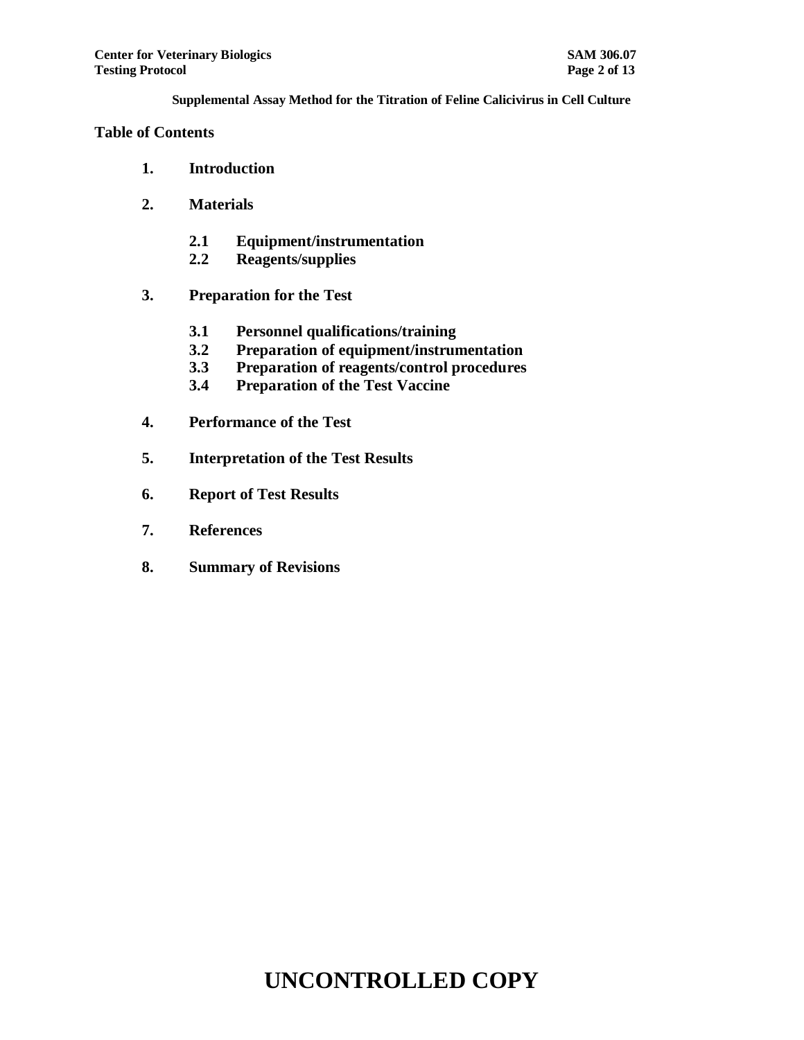## Table of Contents

**1. Introduction**

**2. Materials**

- **2.1 Equipment/instrumentation**
- **2.2 Reagents/supplies**

**3. Preparation for the Test**

- **3.1 Personnel qualifications/training**
- **3.2 Preparation of equipment/instrumentation**
- **3.3 Preparation of reagents/control procedures**
- **3.4 Preparation of the Test Vaccine**

**4. Performance of the Test**

**5. Interpretation of the Test Results**

**6. Report of Test Results**

**7. References**

**8. Summary of Revisions**

**UNCONTROLLED COPY**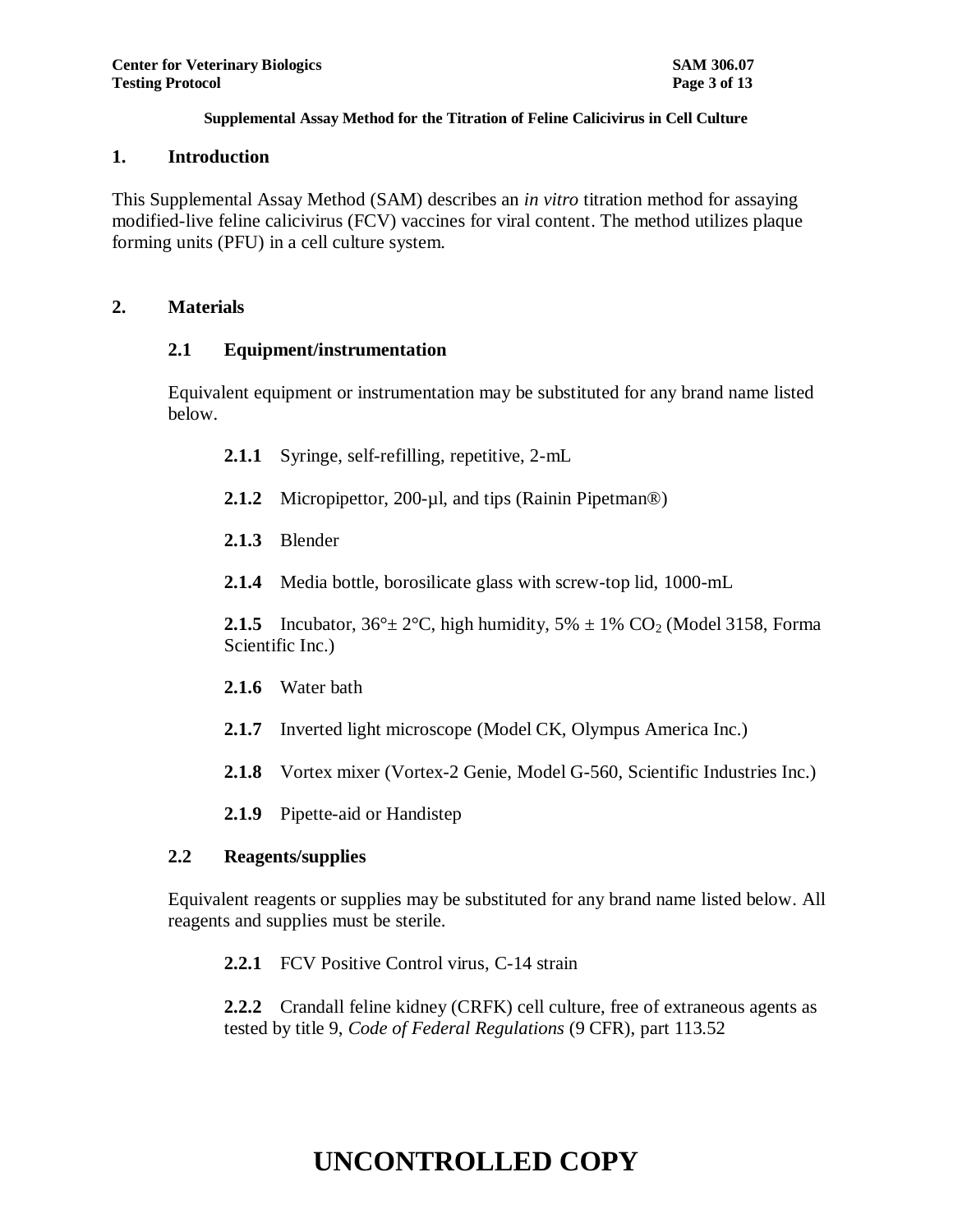**Supplemental Assay Method for the Titration of Feline Calicivirus in Cell Culture**

## 1. Introduction

This Supplemental Assay Method (SAM) describes an *in vitro* titration method for assaying modified-live feline calicivirus (FCV) vaccines for viral content. The method utilizes plaque forming units (PFU) in a cell culture system.

## 2. Materials

### 2.1 Equipment/instrumentation

Equivalent equipment or instrumentation may be substituted for any brand name listed below.

**2.1.1** Syringe, self-refilling, repetitive, 2-mL

**2.1.2** Micropipettor, 200-µl, and tips (Rainin Pipetman®)

**2.1.3** Blender

**2.1.4** Media bottle, borosilicate glass with screw-top lid, 1000-mL

**2.1.5** Incubator, 36°± 2°C, high humidity, 5% ± 1% $CO_2$ (Model 3158, Forma Scientific Inc.)

**2.1.6** Water bath

**2.1.7** Inverted light microscope (Model CK, Olympus America Inc.)

**2.1.8** Vortex mixer (Vortex-2 Genie, Model G-560, Scientific Industries Inc.)

**2.1.9** Pipette-aid or Handistep

### 2.2 Reagents/supplies

Equivalent reagents or supplies may be substituted for any brand name listed below. All reagents and supplies must be sterile.

**2.2.1** FCV Positive Control virus, C-14 strain

**2.2.2** Crandall feline kidney (CRFK) cell culture, free of extraneous agents as tested by title 9, *Code of Federal Regulations* (9 CFR), part 113.52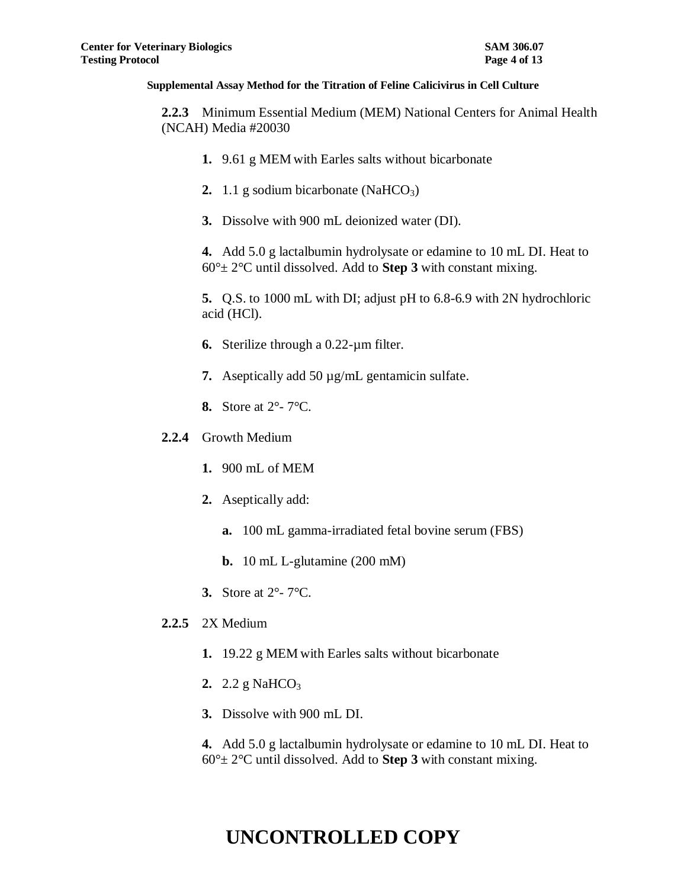**2.2.3** Minimum Essential Medium (MEM) National Centers for Animal Health (NCAH) Media #20030

**1.** 9.61 g MEM with Earles salts without bicarbonate

**2.** 1.1 g sodium bicarbonate ($NaHCO_3$)

**3.** Dissolve with 900 mL deionized water (DI).

**4.** Add 5.0 g lactalbumin hydrolysate or edamine to 10 mL DI. Heat to 60°± 2°C until dissolved. Add to **Step 3** with constant mixing.

**5.** Q.S. to 1000 mL with DI; adjust pH to 6.8-6.9 with 2N hydrochloric acid (HCl).

**6.** Sterilize through a 0.22-µm filter.

**7.** Aseptically add 50 µg/mL gentamicin sulfate.

**8.** Store at 2°- 7°C.

**2.2.4** Growth Medium

**1.** 900 mL of MEM

**2.** Aseptically add:

**a.** 100 mL gamma-irradiated fetal bovine serum (FBS)

**b.** 10 mL L-glutamine (200 mM)

**3.** Store at 2°- 7°C.

**2.2.5** 2X Medium

**1.** 19.22 g MEM with Earles salts without bicarbonate

**2.** 2.2 g $NaHCO_3$

**3.** Dissolve with 900 mL DI.

**4.** Add 5.0 g lactalbumin hydrolysate or edamine to 10 mL DI. Heat to 60°± 2°C until dissolved. Add to **Step 3** with constant mixing.

# UNCONTROLLED COPY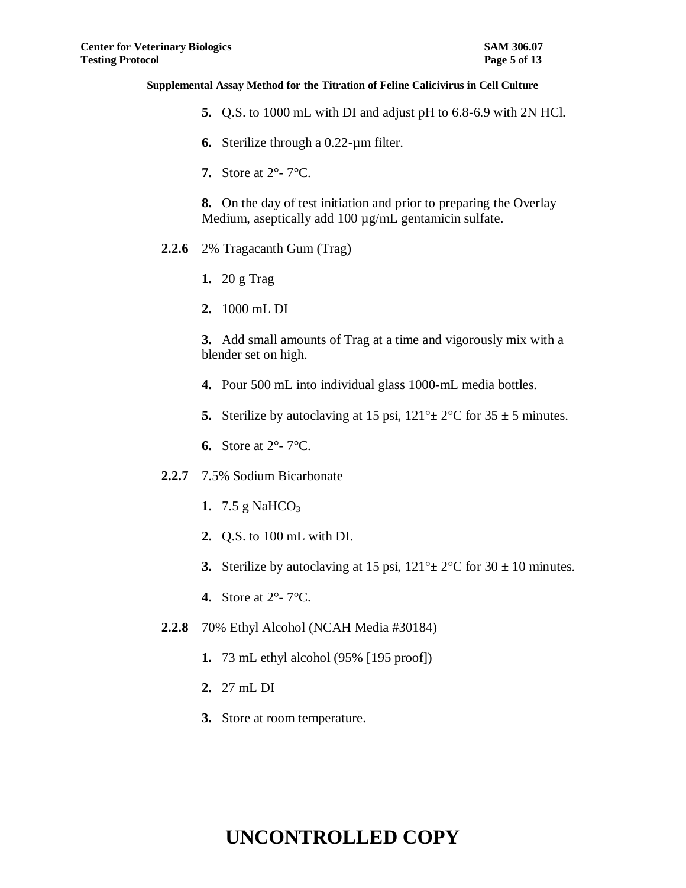**5.** Q.S. to 1000 mL with DI and adjust pH to 6.8-6.9 with 2N HCl.

**6.** Sterilize through a 0.22-µm filter.

**7.** Store at 2°- 7°C.

**8.** On the day of test initiation and prior to preparing the Overlay Medium, aseptically add 100 µg/mL gentamicin sulfate.

**2.2.6** 2% Tragacanth Gum (Trag)

**1.** 20 g Trag

**2.** 1000 mL DI

**3.** Add small amounts of Trag at a time and vigorously mix with a blender set on high.

**4.** Pour 500 mL into individual glass 1000-mL media bottles.

**5.** Sterilize by autoclaving at 15 psi, 121°± 2°C for 35 ± 5 minutes.

**6.** Store at 2°- 7°C.

**2.2.7** 7.5% Sodium Bicarbonate

**1.** 7.5 g $NaHCO_3$

**2.** Q.S. to 100 mL with DI.

**3.** Sterilize by autoclaving at 15 psi, 121°± 2°C for 30 ± 10 minutes.

**4.** Store at 2°- 7°C.

**2.2.8** 70% Ethyl Alcohol (NCAH Media #30184)

**1.** 73 mL ethyl alcohol (95% [195 proof])

**2.** 27 mL DI

**3.** Store at room temperature.

# UNCONTROLLED COPY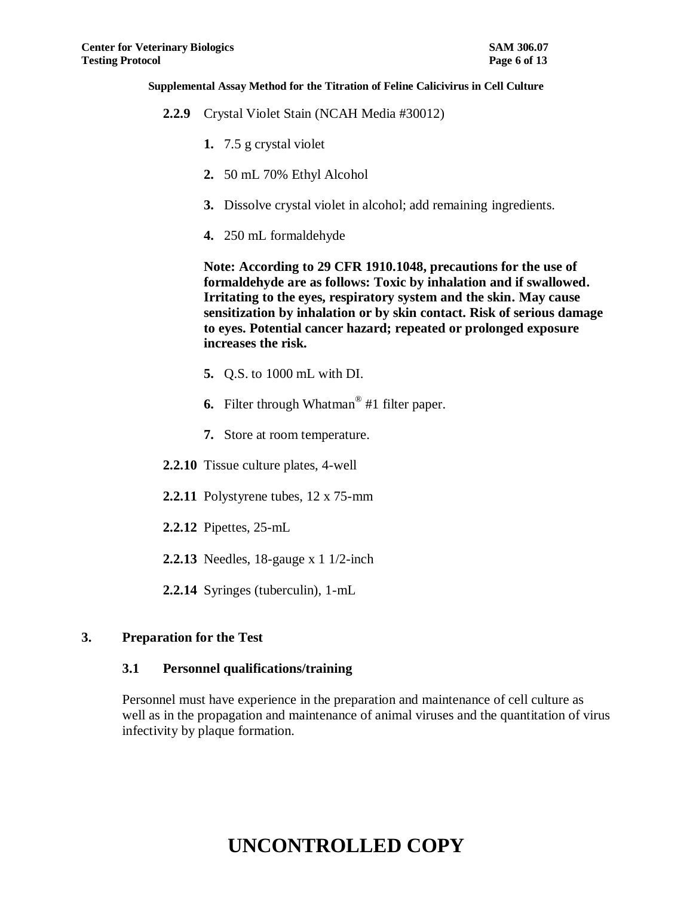**2.2.9** Crystal Violet Stain (NCAH Media #30012)

1. 7.5 g crystal violet
2. 50 mL 70% Ethyl Alcohol
3. Dissolve crystal violet in alcohol; add remaining ingredients.
4. 250 mL formaldehyde

**Note: According to 29 CFR 1910.1048, precautions for the use of formaldehyde are as follows: Toxic by inhalation and if swallowed. Irritating to the eyes, respiratory system and the skin. May cause sensitization by inhalation or by skin contact. Risk of serious damage to eyes. Potential cancer hazard; repeated or prolonged exposure increases the risk.**

5. Q.S. to 1000 mL with DI.
6. Filter through Whatman® #1 filter paper.
7. Store at room temperature.

**2.2.10** Tissue culture plates, 4-well

**2.2.11** Polystyrene tubes, 12 x 75-mm

**2.2.12** Pipettes, 25-mL

**2.2.13** Needles, 18-gauge x 1 1/2-inch

**2.2.14** Syringes (tuberculin), 1-mL

## 3. Preparation for the Test

### 3.1 Personnel qualifications/training

Personnel must have experience in the preparation and maintenance of cell culture as well as in the propagation and maintenance of animal viruses and the quantitation of virus infectivity by plaque formation.

**UNCONTROLLED COPY**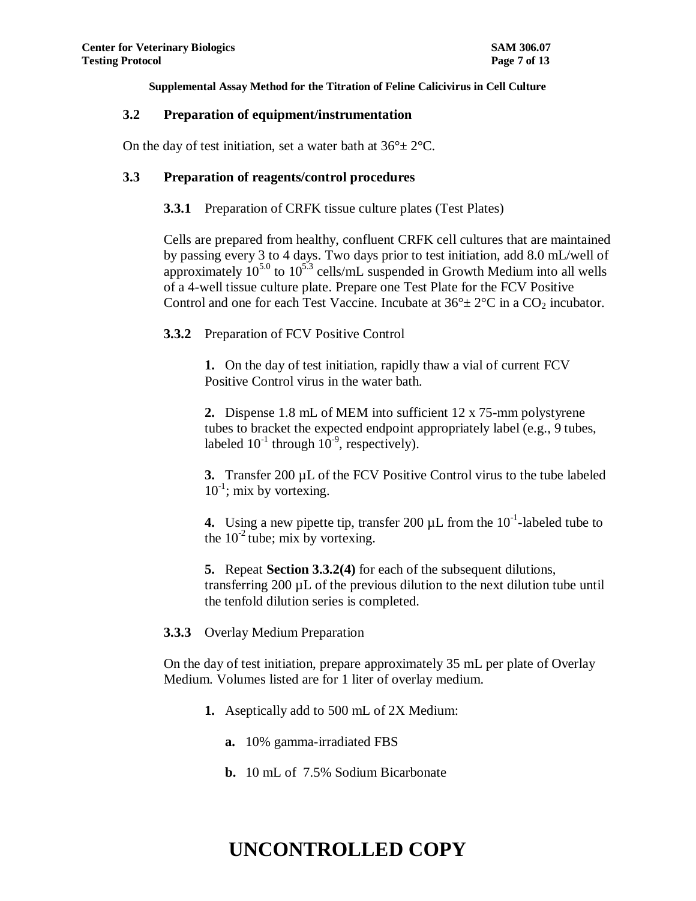### 3.2 Preparation of equipment/instrumentation

On the day of test initiation, set a water bath at 36°± 2°C.

### 3.3 Preparation of reagents/control procedures

**3.3.1** Preparation of CRFK tissue culture plates (Test Plates)

Cells are prepared from healthy, confluent CRFK cell cultures that are maintained by passing every 3 to 4 days. Two days prior to test initiation, add 8.0 mL/well of approximately $10^{5.0}$ to $10^{5.3}$ cells/mL suspended in Growth Medium into all wells of a 4-well tissue culture plate. Prepare one Test Plate for the FCV Positive Control and one for each Test Vaccine. Incubate at 36°± 2°C in a $CO_2$ incubator.

**3.3.2** Preparation of FCV Positive Control

**1.** On the day of test initiation, rapidly thaw a vial of current FCV Positive Control virus in the water bath.

**2.** Dispense 1.8 mL of MEM into sufficient 12 x 75-mm polystyrene tubes to bracket the expected endpoint appropriately label (e.g., 9 tubes, labeled $10^{-1}$ through $10^{-9}$, respectively).

**3.** Transfer 200 µL of the FCV Positive Control virus to the tube labeled $10^{-1}$; mix by vortexing.

**4.** Using a new pipette tip, transfer 200 µL from the $10^{-1}$-labeled tube to the $10^{-2}$ tube; mix by vortexing.

**5.** Repeat **Section 3.3.2(4)** for each of the subsequent dilutions, transferring 200 µL of the previous dilution to the next dilution tube until the tenfold dilution series is completed.

**3.3.3** Overlay Medium Preparation

On the day of test initiation, prepare approximately 35 mL per plate of Overlay Medium. Volumes listed are for 1 liter of overlay medium.

**1.** Aseptically add to 500 mL of 2X Medium:

**a.** 10% gamma-irradiated FBS

**b.** 10 mL of 7.5% Sodium Bicarbonate

**UNCONTROLLED COPY**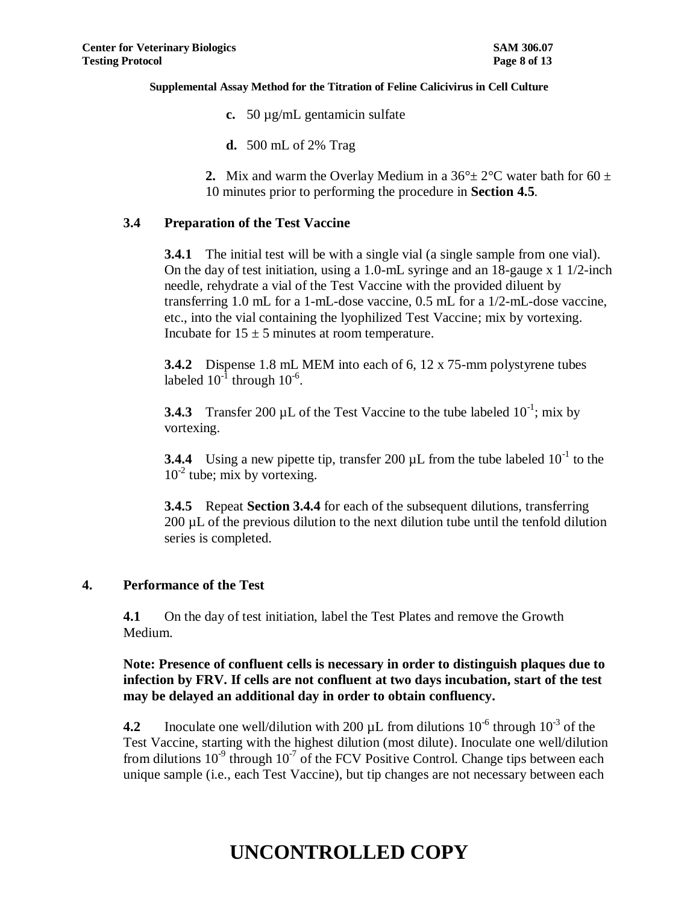**c.** 50 µg/mL gentamicin sulfate

**d.** 500 mL of 2% Trag

**2.** Mix and warm the Overlay Medium in a 36°± 2°C water bath for 60 ± 10 minutes prior to performing the procedure in **Section 4.5**.

### 3.4 Preparation of the Test Vaccine

**3.4.1** The initial test will be with a single vial (a single sample from one vial). On the day of test initiation, using a 1.0-mL syringe and an 18-gauge x 1 1/2-inch needle, rehydrate a vial of the Test Vaccine with the provided diluent by transferring 1.0 mL for a 1-mL-dose vaccine, 0.5 mL for a 1/2-mL-dose vaccine, etc., into the vial containing the lyophilized Test Vaccine; mix by vortexing. Incubate for 15 ± 5 minutes at room temperature.

**3.4.2** Dispense 1.8 mL MEM into each of 6, 12 x 75-mm polystyrene tubes labeled $10^{-1}$ through $10^{-6}$.

**3.4.3** Transfer 200 µL of the Test Vaccine to the tube labeled $10^{-1}$; mix by vortexing.

**3.4.4** Using a new pipette tip, transfer 200 µL from the tube labeled $10^{-1}$ to the $10^{-2}$ tube; mix by vortexing.

**3.4.5** Repeat **Section 3.4.4** for each of the subsequent dilutions, transferring 200 µL of the previous dilution to the next dilution tube until the tenfold dilution series is completed.

## 4. Performance of the Test

**4.1** On the day of test initiation, label the Test Plates and remove the Growth Medium.

**Note: Presence of confluent cells is necessary in order to distinguish plaques due to infection by FRV. If cells are not confluent at two days incubation, start of the test may be delayed an additional day in order to obtain confluency.**

**4.2** Inoculate one well/dilution with 200 µL from dilutions $10^{-6}$ through $10^{-3}$ of the Test Vaccine, starting with the highest dilution (most dilute). Inoculate one well/dilution from dilutions $10^{-9}$ through $10^{-7}$ of the FCV Positive Control. Change tips between each unique sample (i.e., each Test Vaccine), but tip changes are not necessary between each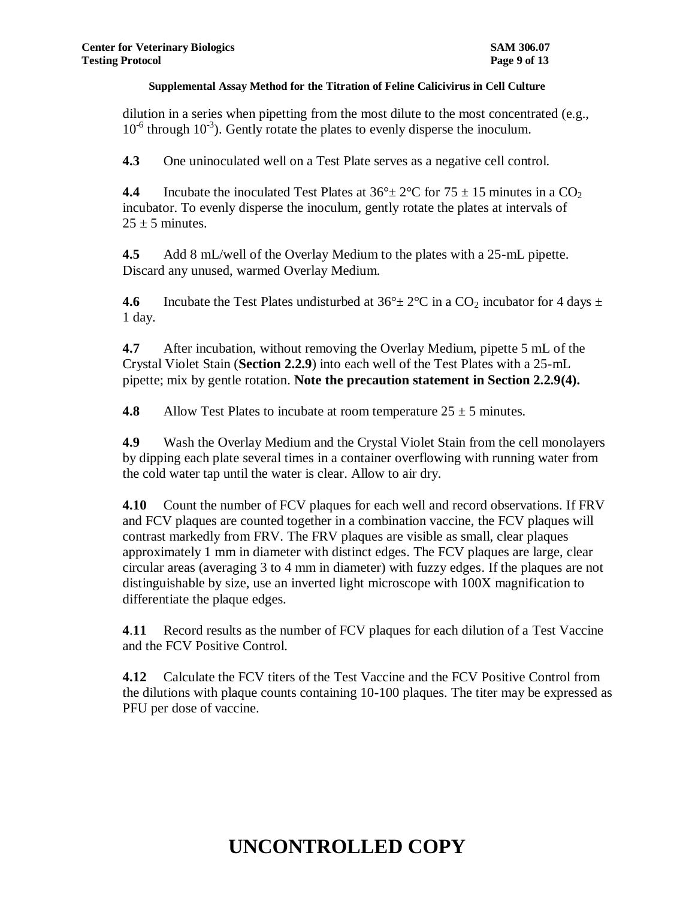dilution in a series when pipetting from the most dilute to the most concentrated (e.g., $10^{-6}$ through $10^{-3}$). Gently rotate the plates to evenly disperse the inoculum.

**4.3** One uninoculated well on a Test Plate serves as a negative cell control.

**4.4** Incubate the inoculated Test Plates at 36°± 2°C for 75 ± 15 minutes in a $CO_2$ incubator. To evenly disperse the inoculum, gently rotate the plates at intervals of 25 ± 5 minutes.

**4.5** Add 8 mL/well of the Overlay Medium to the plates with a 25-mL pipette. Discard any unused, warmed Overlay Medium.

**4.6** Incubate the Test Plates undisturbed at 36°± 2°C in a $CO_2$ incubator for 4 days ± 1 day.

**4.7** After incubation, without removing the Overlay Medium, pipette 5 mL of the Crystal Violet Stain (**Section 2.2.9**) into each well of the Test Plates with a 25-mL pipette; mix by gentle rotation. **Note the precaution statement in Section 2.2.9(4).**

**4.8** Allow Test Plates to incubate at room temperature 25 ± 5 minutes.

**4.9** Wash the Overlay Medium and the Crystal Violet Stain from the cell monolayers by dipping each plate several times in a container overflowing with running water from the cold water tap until the water is clear. Allow to air dry.

**4.10** Count the number of FCV plaques for each well and record observations. If FRV and FCV plaques are counted together in a combination vaccine, the FCV plaques will contrast markedly from FRV. The FRV plaques are visible as small, clear plaques approximately 1 mm in diameter with distinct edges. The FCV plaques are large, clear circular areas (averaging 3 to 4 mm in diameter) with fuzzy edges. If the plaques are not distinguishable by size, use an inverted light microscope with 100X magnification to differentiate the plaque edges.

**4.11** Record results as the number of FCV plaques for each dilution of a Test Vaccine and the FCV Positive Control.

**4.12** Calculate the FCV titers of the Test Vaccine and the FCV Positive Control from the dilutions with plaque counts containing 10-100 plaques. The titer may be expressed as PFU per dose of vaccine.

# UNCONTROLLED COPY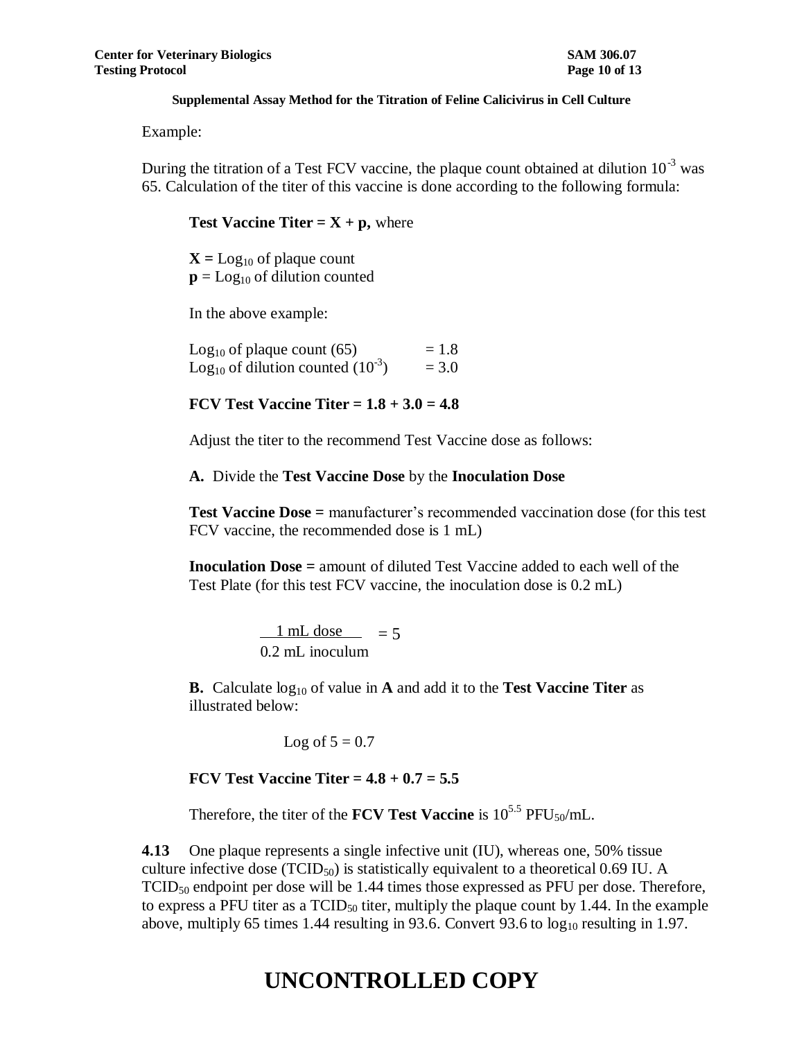Example:

During the titration of a Test FCV vaccine, the plaque count obtained at dilution $10^{-3}$ was 65. Calculation of the titer of this vaccine is done according to the following formula:

**Test Vaccine Titer = X + p,** where

**X =** $Log_{10}$ of plaque count
**p** = $Log_{10}$ of dilution counted

In the above example:

$Log_{10}$ of plaque count (65) = 1.8
$Log_{10}$ of dilution counted ($10^{-3}$) = 3.0

**FCV Test Vaccine Titer = 1.8 + 3.0 = 4.8**

Adjust the titer to the recommend Test Vaccine dose as follows:

**A.** Divide the **Test Vaccine Dose** by the **Inoculation Dose**

**Test Vaccine Dose =** manufacturer's recommended vaccination dose (for this test FCV vaccine, the recommended dose is 1 mL)

**Inoculation Dose =** amount of diluted Test Vaccine added to each well of the Test Plate (for this test FCV vaccine, the inoculation dose is 0.2 mL)

$$\frac{\text{1 mL dose}}{\text{0.2 mL inoculum}} = 5$$

**B.** Calculate $\log_{10}$ of value in **A** and add it to the **Test Vaccine Titer** as illustrated below:

Log of 5 = 0.7

**FCV Test Vaccine Titer = 4.8 + 0.7 = 5.5**

Therefore, the titer of the **FCV Test Vaccine** is $10^{5.5}$ $PFU_{50}$/mL.

**4.13** One plaque represents a single infective unit (IU), whereas one, 50% tissue culture infective dose ($TCID_{50}$) is statistically equivalent to a theoretical 0.69 IU. A $TCID_{50}$ endpoint per dose will be 1.44 times those expressed as PFU per dose. Therefore, to express a PFU titer as a $TCID_{50}$ titer, multiply the plaque count by 1.44. In the example above, multiply 65 times 1.44 resulting in 93.6. Convert 93.6 to $\log_{10}$ resulting in 1.97.

# UNCONTROLLED COPY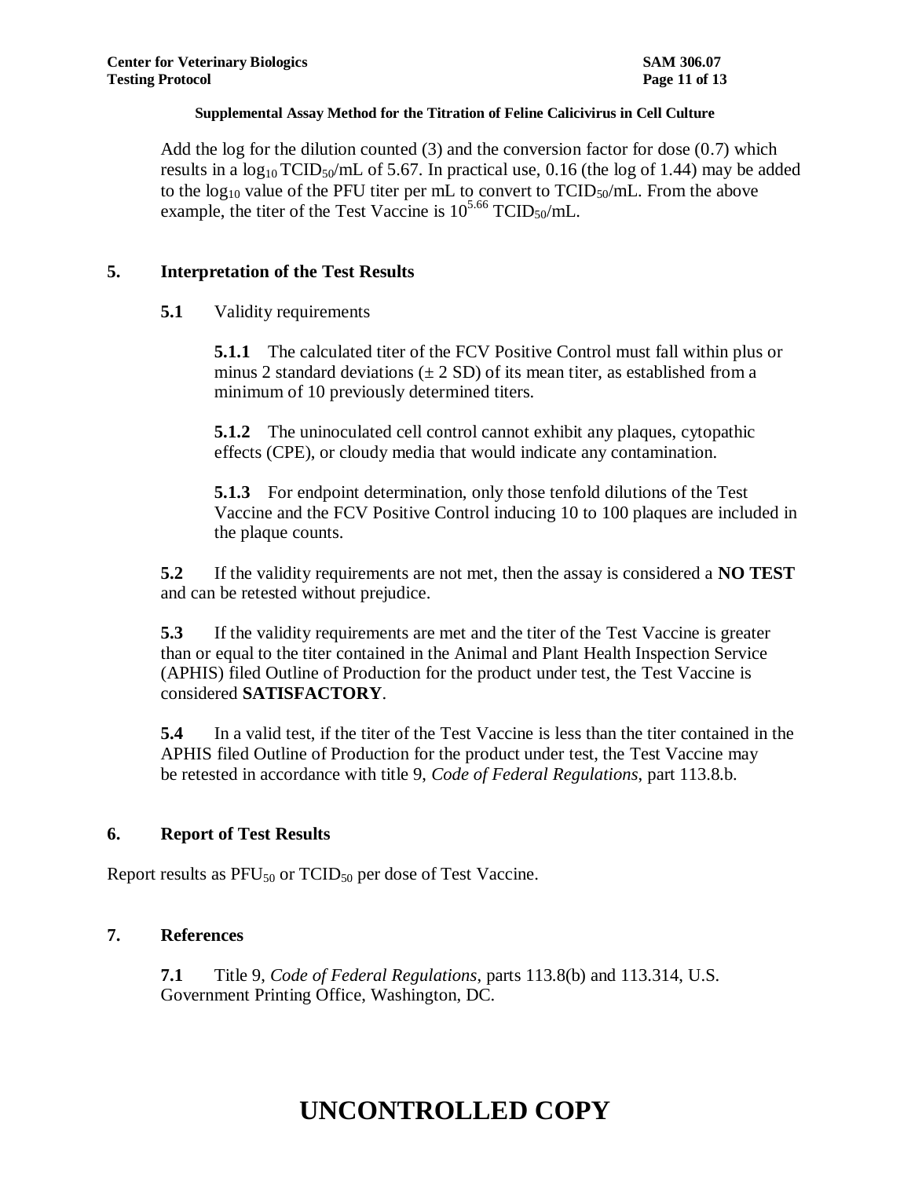Add the log for the dilution counted (3) and the conversion factor for dose (0.7) which results in a $\log_{10}$ $TCID_{50}$/mL of 5.67. In practical use, 0.16 (the log of 1.44) may be added to the $\log_{10}$ value of the PFU titer per mL to convert to $TCID_{50}$/mL. From the above example, the titer of the Test Vaccine is $10^{5.66}$ $TCID_{50}$/mL.

## 5. Interpretation of the Test Results

**5.1** Validity requirements

**5.1.1** The calculated titer of the FCV Positive Control must fall within plus or minus 2 standard deviations (± 2 SD) of its mean titer, as established from a minimum of 10 previously determined titers.

**5.1.2** The uninoculated cell control cannot exhibit any plaques, cytopathic effects (CPE), or cloudy media that would indicate any contamination.

**5.1.3** For endpoint determination, only those tenfold dilutions of the Test Vaccine and the FCV Positive Control inducing 10 to 100 plaques are included in the plaque counts.

**5.2** If the validity requirements are not met, then the assay is considered a **NO TEST** and can be retested without prejudice.

**5.3** If the validity requirements are met and the titer of the Test Vaccine is greater than or equal to the titer contained in the Animal and Plant Health Inspection Service (APHIS) filed Outline of Production for the product under test, the Test Vaccine is considered **SATISFACTORY**.

**5.4** In a valid test, if the titer of the Test Vaccine is less than the titer contained in the APHIS filed Outline of Production for the product under test, the Test Vaccine may be retested in accordance with title 9, *Code of Federal Regulations*, part 113.8.b.

## 6. Report of Test Results

Report results as $PFU_{50}$ or $TCID_{50}$ per dose of Test Vaccine.

## 7. References

**7.1** Title 9, *Code of Federal Regulations*, parts 113.8(b) and 113.314, U.S. Government Printing Office, Washington, DC.

# UNCONTROLLED COPY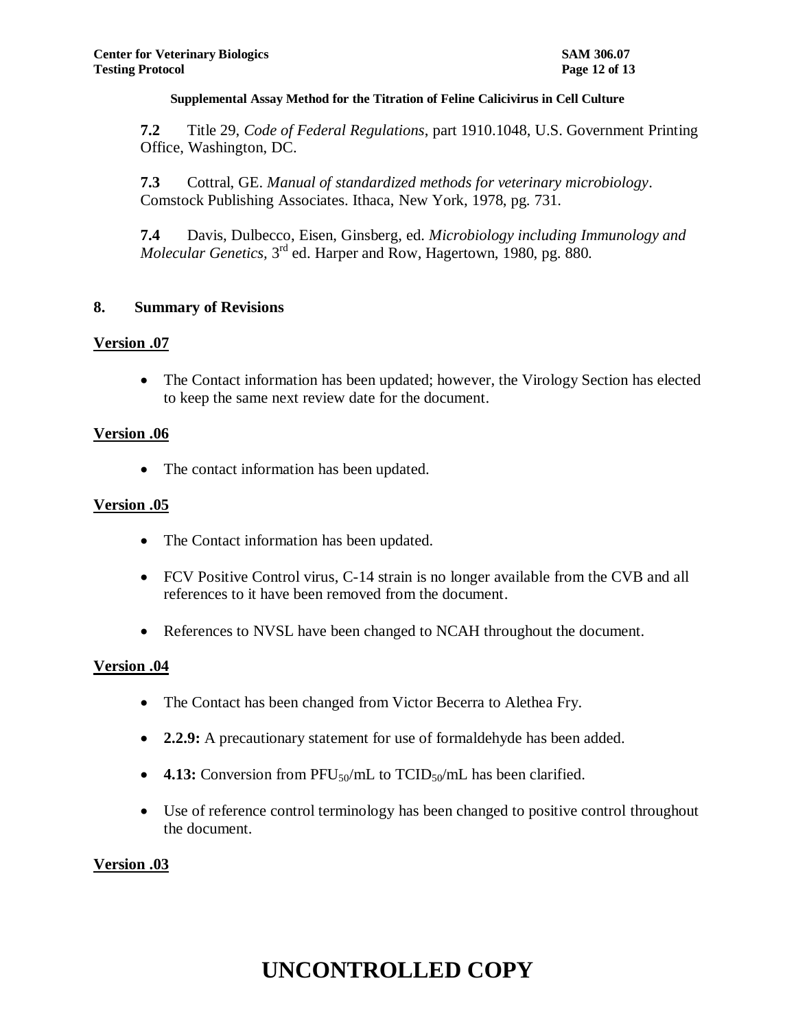**7.2** Title 29, *Code of Federal Regulations*, part 1910.1048, U.S. Government Printing Office, Washington, DC.

**7.3** Cottral, GE. *Manual of standardized methods for veterinary microbiology*. Comstock Publishing Associates. Ithaca, New York, 1978, pg. 731.

**7.4** Davis, Dulbecco, Eisen, Ginsberg, ed. *Microbiology including Immunology and Molecular Genetics*, 3rd ed. Harper and Row, Hagertown, 1980, pg. 880.

## 8. Summary of Revisions

**Version .07**

- The Contact information has been updated; however, the Virology Section has elected to keep the same next review date for the document.

**Version .06**

- The contact information has been updated.

**Version .05**

- The Contact information has been updated.
- FCV Positive Control virus, C-14 strain is no longer available from the CVB and all references to it have been removed from the document.
- References to NVSL have been changed to NCAH throughout the document.

**Version .04**

- The Contact has been changed from Victor Becerra to Alethea Fry.
- **2.2.9:** A precautionary statement for use of formaldehyde has been added.
- **4.13:** Conversion from $PFU_{50}$/mL to $TCID_{50}$/mL has been clarified.
- Use of reference control terminology has been changed to positive control throughout the document.

**Version .03**

**UNCONTROLLED COPY**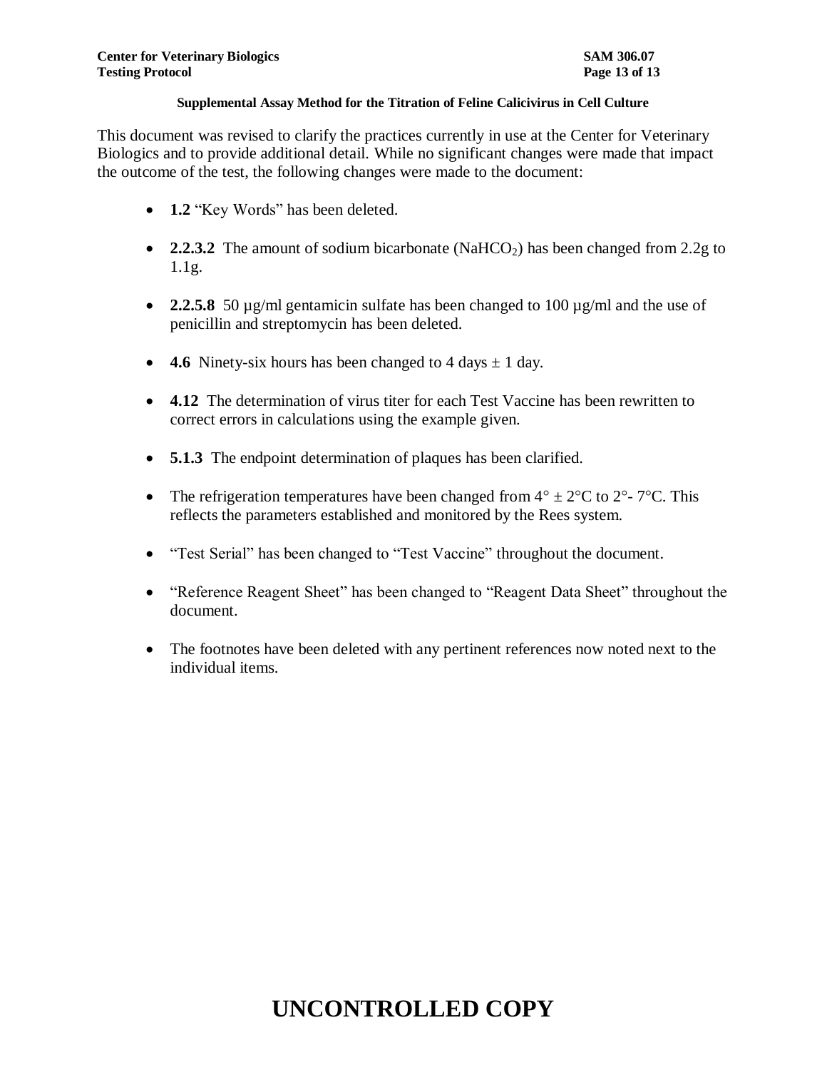This document was revised to clarify the practices currently in use at the Center for Veterinary Biologics and to provide additional detail. While no significant changes were made that impact the outcome of the test, the following changes were made to the document:

- **1.2** "Key Words" has been deleted.
- **2.2.3.2** The amount of sodium bicarbonate ($NaHCO_2$) has been changed from 2.2g to 1.1g.
- **2.2.5.8** 50 µg/ml gentamicin sulfate has been changed to 100 µg/ml and the use of penicillin and streptomycin has been deleted.
- **4.6** Ninety-six hours has been changed to 4 days ± 1 day.
- **4.12** The determination of virus titer for each Test Vaccine has been rewritten to correct errors in calculations using the example given.
- **5.1.3** The endpoint determination of plaques has been clarified.
- The refrigeration temperatures have been changed from 4° ± 2°C to 2°- 7°C. This reflects the parameters established and monitored by the Rees system.
- "Test Serial" has been changed to "Test Vaccine" throughout the document.
- "Reference Reagent Sheet" has been changed to "Reagent Data Sheet" throughout the document.
- The footnotes have been deleted with any pertinent references now noted next to the individual items.

# UNCONTROLLED COPY